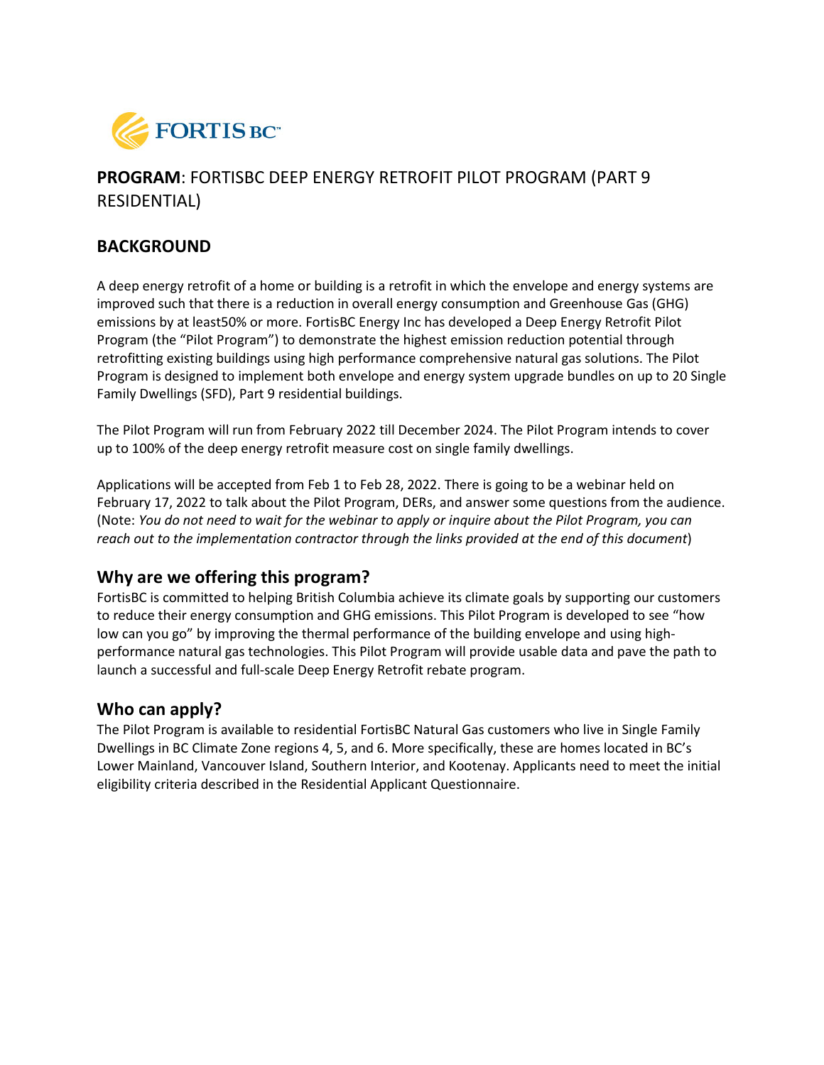FORTIS BC™

## **PROGRAM**: FORTISBC DEEP ENERGY RETROFIT PILOT PROGRAM (PART 9 RESIDENTIAL)

## BACKGROUND

A deep energy retrofit of a home or building is a retrofit in which the envelope and energy systems are improved such that there is a reduction in overall energy consumption and Greenhouse Gas (GHG) emissions by at least50% or more. FortisBC Energy Inc has developed a Deep Energy Retrofit Pilot Program (the "Pilot Program") to demonstrate the highest emission reduction potential through retrofitting existing buildings using high performance comprehensive natural gas solutions. The Pilot Program is designed to implement both envelope and energy system upgrade bundles on up to 20 Single Family Dwellings (SFD), Part 9 residential buildings.

The Pilot Program will run from February 2022 till December 2024. The Pilot Program intends to cover up to 100% of the deep energy retrofit measure cost on single family dwellings.

Applications will be accepted from Feb 1 to Feb 28, 2022. There is going to be a webinar held on February 17, 2022 to talk about the Pilot Program, DERs, and answer some questions from the audience. (Note: *You do not need to wait for the webinar to apply or inquire about the Pilot Program, you can reach out to the implementation contractor through the links provided at the end of this document*)

### Why are we offering this program?

FortisBC is committed to helping British Columbia achieve its climate goals by supporting our customers to reduce their energy consumption and GHG emissions. This Pilot Program is developed to see "how low can you go" by improving the thermal performance of the building envelope and using high-performance natural gas technologies. This Pilot Program will provide usable data and pave the path to launch a successful and full-scale Deep Energy Retrofit rebate program.

### Who can apply?

The Pilot Program is available to residential FortisBC Natural Gas customers who live in Single Family Dwellings in BC Climate Zone regions 4, 5, and 6. More specifically, these are homes located in BC's Lower Mainland, Vancouver Island, Southern Interior, and Kootenay. Applicants need to meet the initial eligibility criteria described in the Residential Applicant Questionnaire.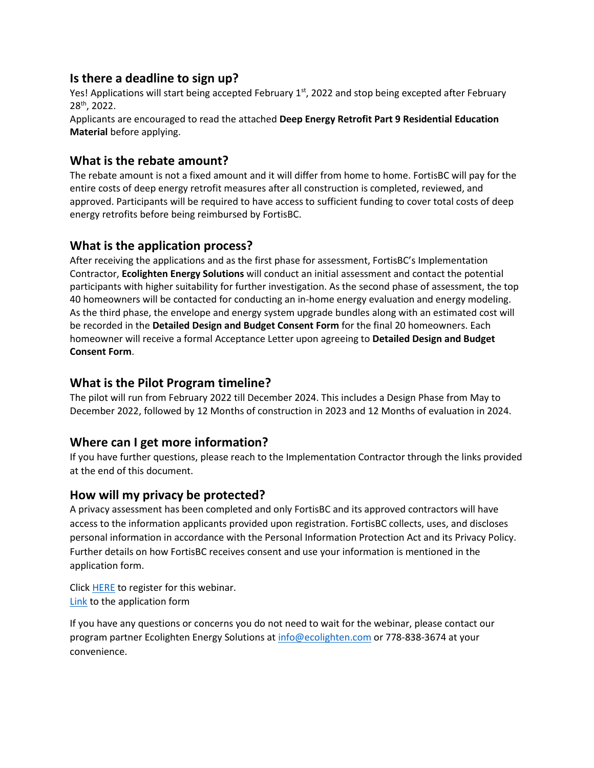## Is there a deadline to sign up?

Yes! Applications will start being accepted February 1st, 2022 and stop being excepted after February 28th, 2022.

Applicants are encouraged to read the attached **Deep Energy Retrofit Part 9 Residential Education Material** before applying.

## What is the rebate amount?

The rebate amount is not a fixed amount and it will differ from home to home. FortisBC will pay for the entire costs of deep energy retrofit measures after all construction is completed, reviewed, and approved. Participants will be required to have access to sufficient funding to cover total costs of deep energy retrofits before being reimbursed by FortisBC.

## What is the application process?

After receiving the applications and as the first phase for assessment, FortisBC's Implementation Contractor, **Ecolighten Energy Solutions** will conduct an initial assessment and contact the potential participants with higher suitability for further investigation. As the second phase of assessment, the top 40 homeowners will be contacted for conducting an in-home energy evaluation and energy modeling. As the third phase, the envelope and energy system upgrade bundles along with an estimated cost will be recorded in the **Detailed Design and Budget Consent Form** for the final 20 homeowners. Each homeowner will receive a formal Acceptance Letter upon agreeing to **Detailed Design and Budget Consent Form**.

## What is the Pilot Program timeline?

The pilot will run from February 2022 till December 2024. This includes a Design Phase from May to December 2022, followed by 12 Months of construction in 2023 and 12 Months of evaluation in 2024.

## Where can I get more information?

If you have further questions, please reach to the Implementation Contractor through the links provided at the end of this document.

## How will my privacy be protected?

A privacy assessment has been completed and only FortisBC and its approved contractors will have access to the information applicants provided upon registration. FortisBC collects, uses, and discloses personal information in accordance with the Personal Information Protection Act and its Privacy Policy. Further details on how FortisBC receives consent and use your information is mentioned in the application form.

Click HERE to register for this webinar.
Link to the application form

If you have any questions or concerns you do not need to wait for the webinar, please contact our program partner Ecolighten Energy Solutions at info@ecolighten.com or 778-838-3674 at your convenience.